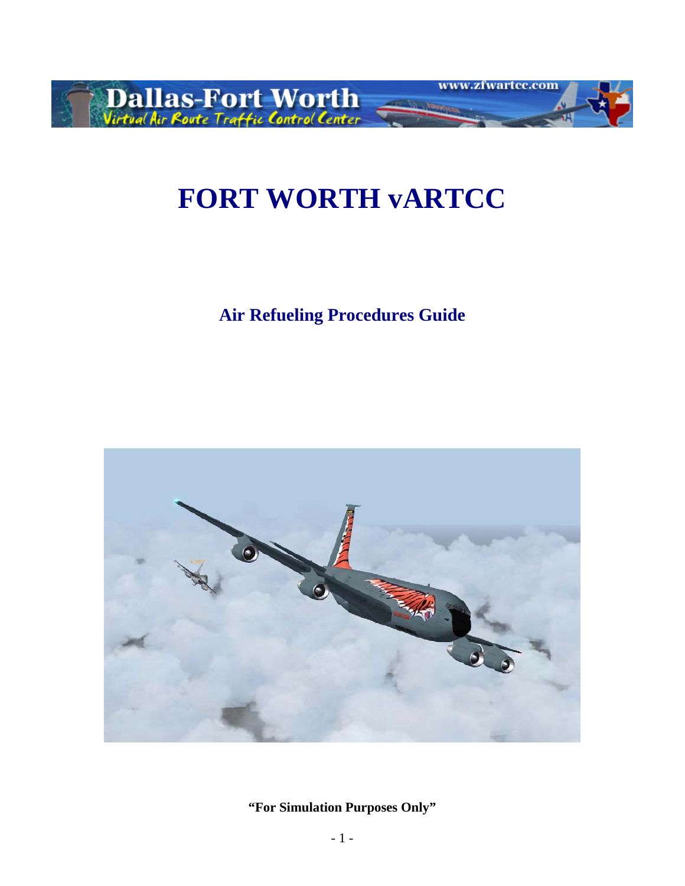# FORT WORTH vARTCC

## Air Refueling Procedures Guide

**"For Simulation Purposes Only"**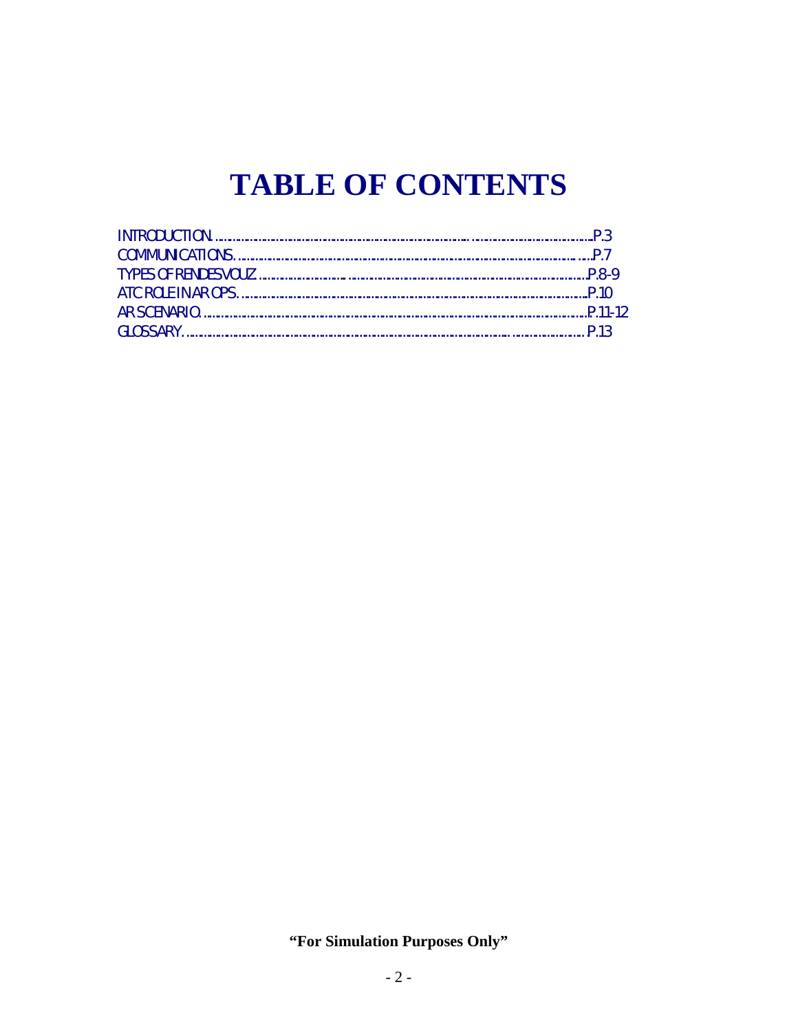# TABLE OF CONTENTS

INTRODUCTION......................................................................................................P.3
COMMUNICATIONS...............................................................................................P.7
TYPES OF RENDESVOUZ.......................................................................................P.8-9
ATC ROLE IN AR OPS...........................................................................................P.10
AR SCENARIO......................................................................................................P.11-12
GLOSSARY............................................................................................................P.13

**"For Simulation Purposes Only"**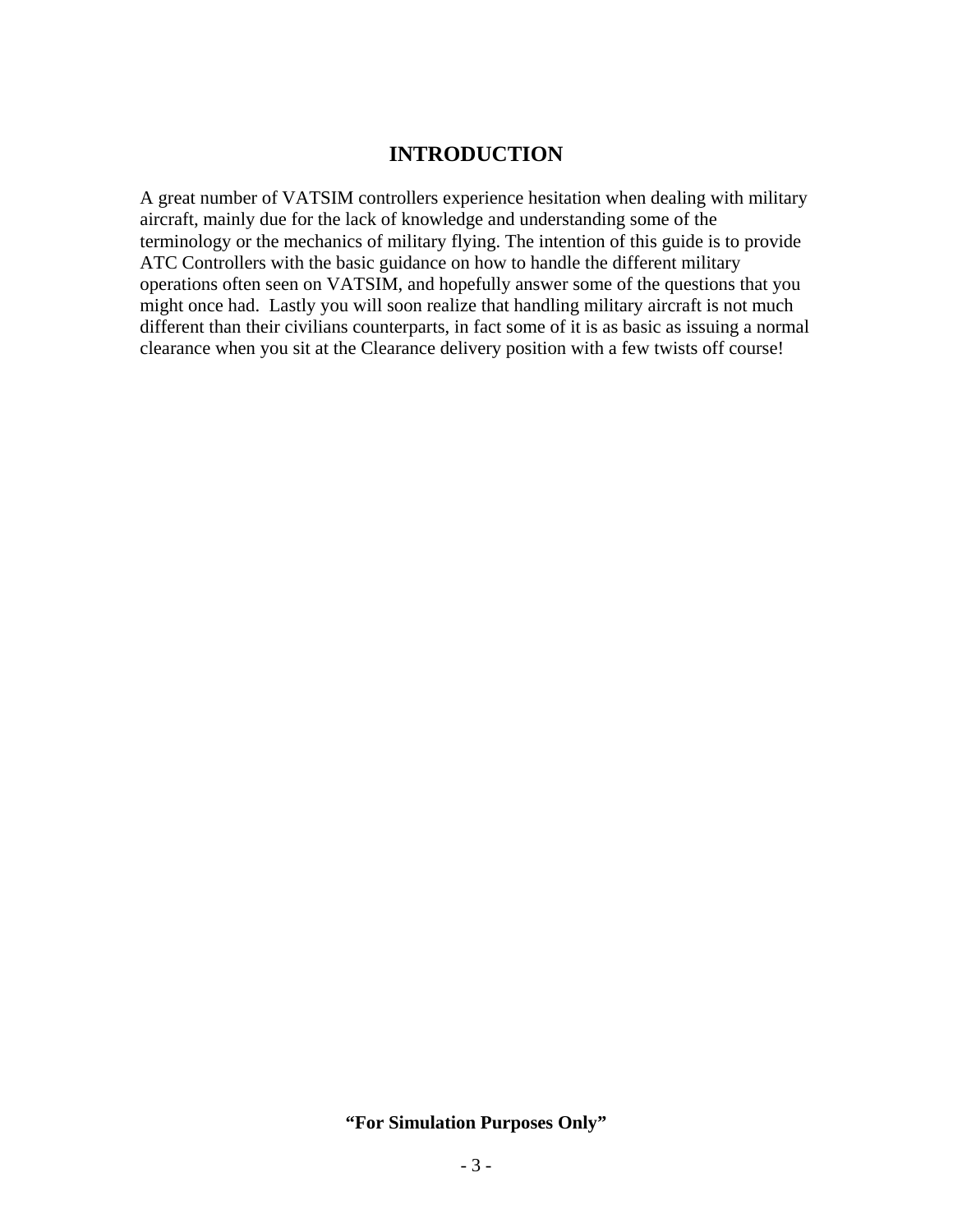# INTRODUCTION

A great number of VATSIM controllers experience hesitation when dealing with military aircraft, mainly due for the lack of knowledge and understanding some of the terminology or the mechanics of military flying. The intention of this guide is to provide ATC Controllers with the basic guidance on how to handle the different military operations often seen on VATSIM, and hopefully answer some of the questions that you might once had. Lastly you will soon realize that handling military aircraft is not much different than their civilians counterparts, in fact some of it is as basic as issuing a normal clearance when you sit at the Clearance delivery position with a few twists off course!

**"For Simulation Purposes Only"**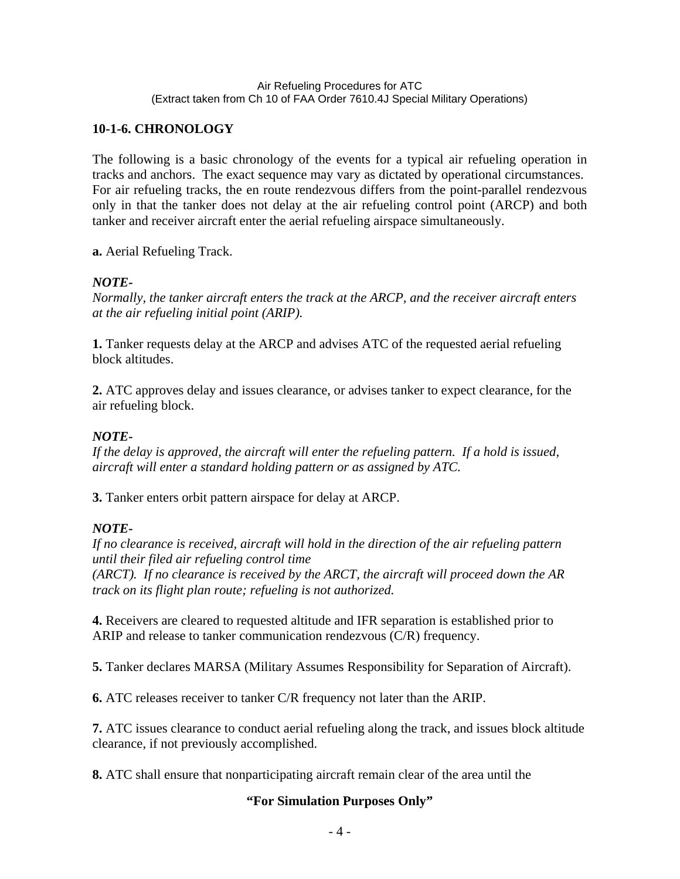## 10-1-6. CHRONOLOGY

The following is a basic chronology of the events for a typical air refueling operation in tracks and anchors. The exact sequence may vary as dictated by operational circumstances. For air refueling tracks, the en route rendezvous differs from the point-parallel rendezvous only in that the tanker does not delay at the air refueling control point (ARCP) and both tanker and receiver aircraft enter the aerial refueling airspace simultaneously.

**a.** Aerial Refueling Track.

***NOTE-***
*Normally, the tanker aircraft enters the track at the ARCP, and the receiver aircraft enters at the air refueling initial point (ARIP).*

**1.** Tanker requests delay at the ARCP and advises ATC of the requested aerial refueling block altitudes.

**2.** ATC approves delay and issues clearance, or advises tanker to expect clearance, for the air refueling block.

***NOTE-***
*If the delay is approved, the aircraft will enter the refueling pattern. If a hold is issued, aircraft will enter a standard holding pattern or as assigned by ATC.*

**3.** Tanker enters orbit pattern airspace for delay at ARCP.

***NOTE-***
*If no clearance is received, aircraft will hold in the direction of the air refueling pattern until their filed air refueling control time (ARCT). If no clearance is received by the ARCT, the aircraft will proceed down the AR track on its flight plan route; refueling is not authorized.*

**4.** Receivers are cleared to requested altitude and IFR separation is established prior to ARIP and release to tanker communication rendezvous (C/R) frequency.

**5.** Tanker declares MARSA (Military Assumes Responsibility for Separation of Aircraft).

**6.** ATC releases receiver to tanker C/R frequency not later than the ARIP.

**7.** ATC issues clearance to conduct aerial refueling along the track, and issues block altitude clearance, if not previously accomplished.

**8.** ATC shall ensure that nonparticipating aircraft remain clear of the area until the

**"For Simulation Purposes Only"**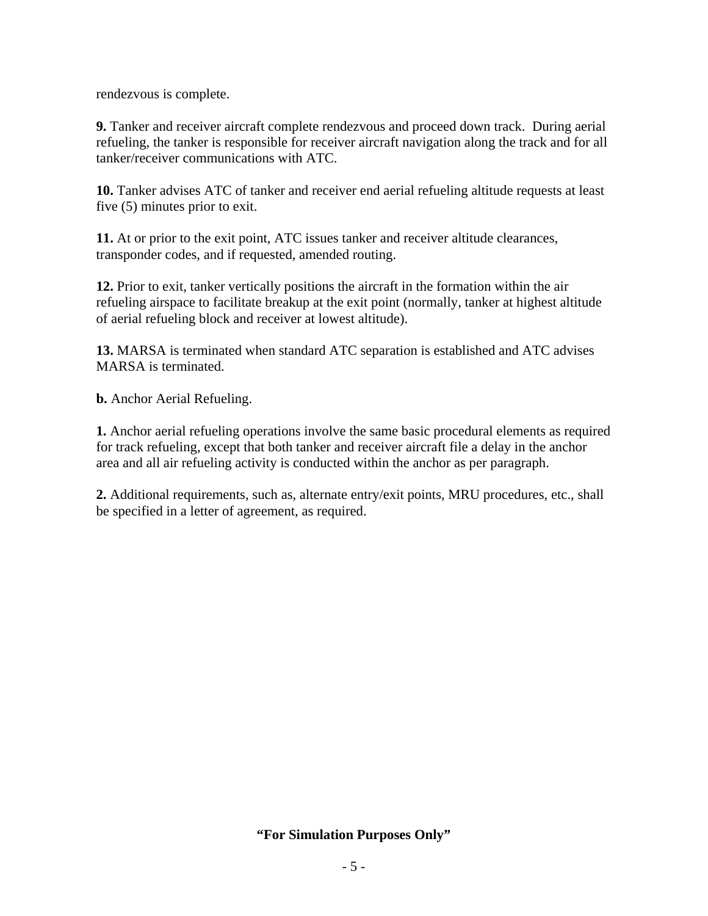rendezvous is complete.

**9.** Tanker and receiver aircraft complete rendezvous and proceed down track. During aerial refueling, the tanker is responsible for receiver aircraft navigation along the track and for all tanker/receiver communications with ATC.

**10.** Tanker advises ATC of tanker and receiver end aerial refueling altitude requests at least five (5) minutes prior to exit.

**11.** At or prior to the exit point, ATC issues tanker and receiver altitude clearances, transponder codes, and if requested, amended routing.

**12.** Prior to exit, tanker vertically positions the aircraft in the formation within the air refueling airspace to facilitate breakup at the exit point (normally, tanker at highest altitude of aerial refueling block and receiver at lowest altitude).

**13.** MARSA is terminated when standard ATC separation is established and ATC advises MARSA is terminated.

**b.** Anchor Aerial Refueling.

**1.** Anchor aerial refueling operations involve the same basic procedural elements as required for track refueling, except that both tanker and receiver aircraft file a delay in the anchor area and all air refueling activity is conducted within the anchor as per paragraph.

**2.** Additional requirements, such as, alternate entry/exit points, MRU procedures, etc., shall be specified in a letter of agreement, as required.

**"For Simulation Purposes Only"**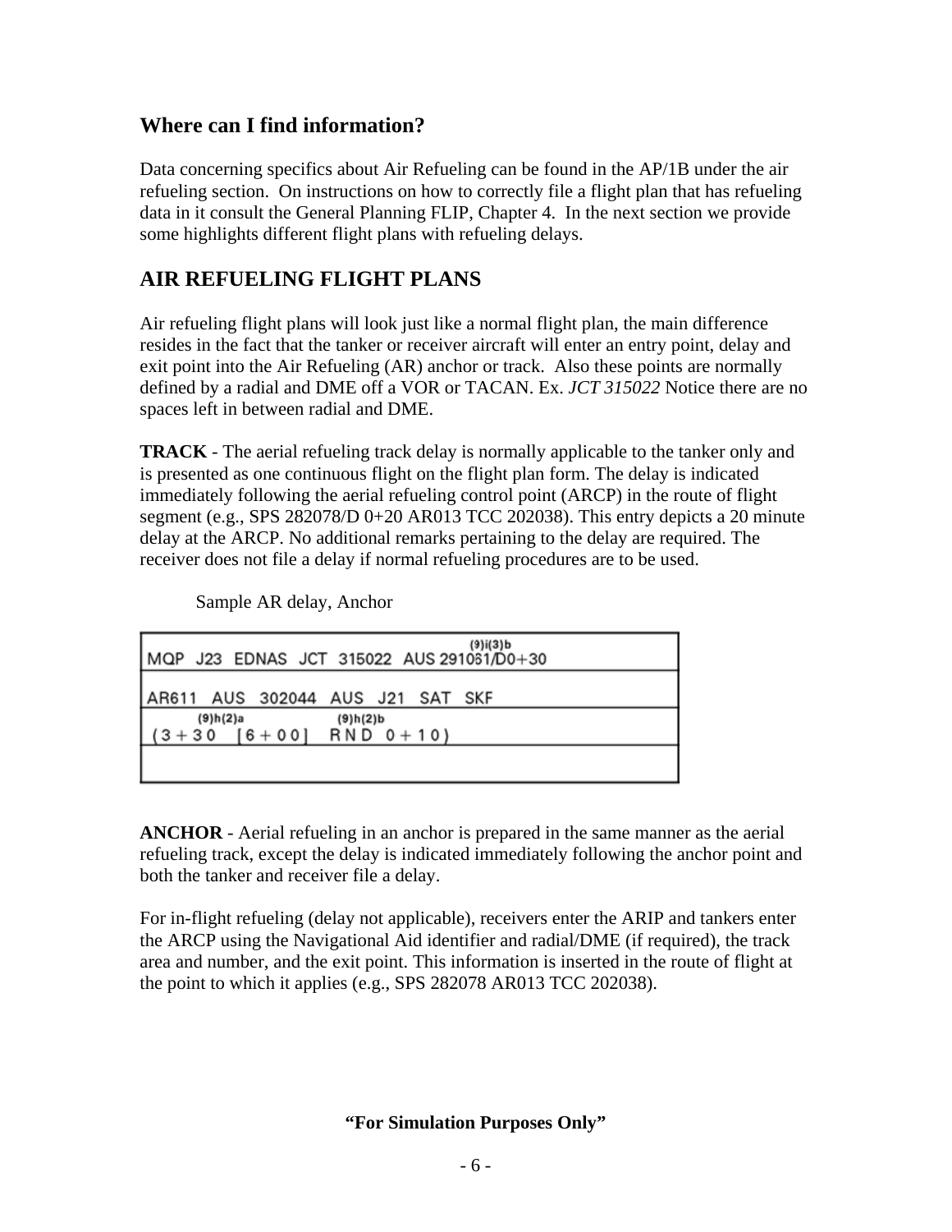## Where can I find information?

Data concerning specifics about Air Refueling can be found in the AP/1B under the air refueling section. On instructions on how to correctly file a flight plan that has refueling data in it consult the General Planning FLIP, Chapter 4. In the next section we provide some highlights different flight plans with refueling delays.

## AIR REFUELING FLIGHT PLANS

Air refueling flight plans will look just like a normal flight plan, the main difference resides in the fact that the tanker or receiver aircraft will enter an entry point, delay and exit point into the Air Refueling (AR) anchor or track. Also these points are normally defined by a radial and DME off a VOR or TACAN. Ex. *JCT 315022* Notice there are no spaces left in between radial and DME.

**TRACK** - The aerial refueling track delay is normally applicable to the tanker only and is presented as one continuous flight on the flight plan form. The delay is indicated immediately following the aerial refueling control point (ARCP) in the route of flight segment (e.g., SPS 282078/D 0+20 AR013 TCC 202038). This entry depicts a 20 minute delay at the ARCP. No additional remarks pertaining to the delay are required. The receiver does not file a delay if normal refueling procedures are to be used.

Sample AR delay, Anchor

```
                                          (9)i(3)b
MQP  J23  EDNAS  JCT  315022  AUS 291061/D0+30

AR611  AUS  302044  AUS  J21  SAT  SKF
      (9)h(2)a            (9)h(2)b
(3+30  [6+00]   RND 0+10)
```

**ANCHOR** - Aerial refueling in an anchor is prepared in the same manner as the aerial refueling track, except the delay is indicated immediately following the anchor point and both the tanker and receiver file a delay.

For in-flight refueling (delay not applicable), receivers enter the ARIP and tankers enter the ARCP using the Navigational Aid identifier and radial/DME (if required), the track area and number, and the exit point. This information is inserted in the route of flight at the point to which it applies (e.g., SPS 282078 AR013 TCC 202038).

**"For Simulation Purposes Only"**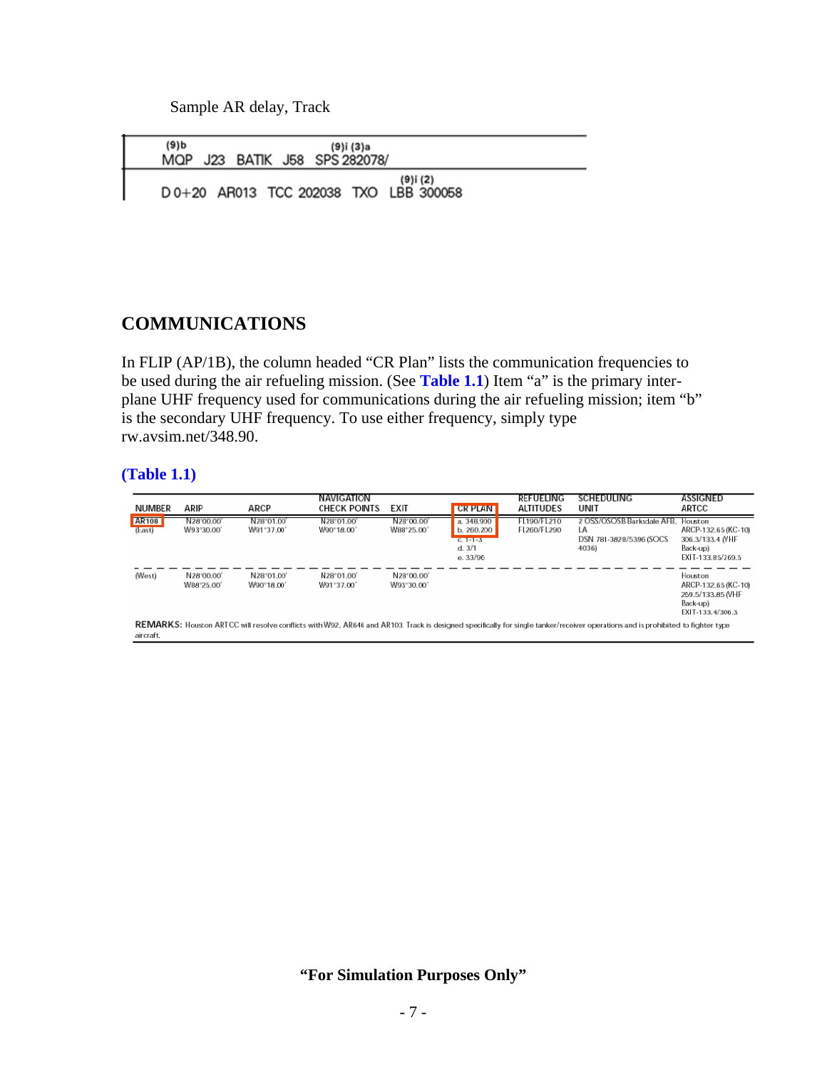Sample AR delay, Track

| (9)b | | | | (9)i (3)a |
|---|---|---|---|---|
| MQP J23 BATIK J58 SPS 282078/ | | | | |

| | | | | (9)i (2) |
|---|---|---|---|---|
| D 0+20 AR013 TCC 202038 TXO LBB 300058 | | | | |

## COMMUNICATIONS

In FLIP (AP/1B), the column headed "CR Plan" lists the communication frequencies to be used during the air refueling mission. (See **Table 1.1**) Item "a" is the primary inter-plane UHF frequency used for communications during the air refueling mission; item "b" is the secondary UHF frequency. To use either frequency, simply type rw.avsim.net/348.90.

**(Table 1.1)**

| NUMBER | ARIP | ARCP | NAVIGATION CHECK POINTS | EXIT | CR PLAN | REFUELING ALTITUDES | SCHEDULING UNIT | ASSIGNED ARTCC |
|---|---|---|---|---|---|---|---|---|
| AR108 (East) | N28°00.00' W93°30.00' | N28°01.00' W91°37.00' | N28°01.00' W90°18.00' | N28°00.00' W88°25.00' | a. 348.900 b. 260.200 c. 1-1-3 d. 3/1 e. 33/96 | FL190/FL210 FL260/FL290 | 2 OSS/OSOSB Barksdale AFB, LA DSN 781-3828/5396 (SOCS 4036) | Houston ARCP-132.65 (KC-10) 306.3/133.4 (VHF Back-up) EXIT-133.85/269.5 |
| (West) | N28°00.00' W88°25.00' | N28°01.00' W90°18.00' | N28°01.00' W91°37.00' | N28°00.00' W93°30.00' | | | | Houston ARCP-132.65 (KC-10) 259.5/133.85 (VHF Back-up) EXIT-133.4/306.3 |

**REMARKS:** Houston ARTCC will resolve conflicts with W92, AR646 and AR103. Track is designed specifically for single tanker/receiver operations and is prohibited to fighter type aircraft.

**"For Simulation Purposes Only"**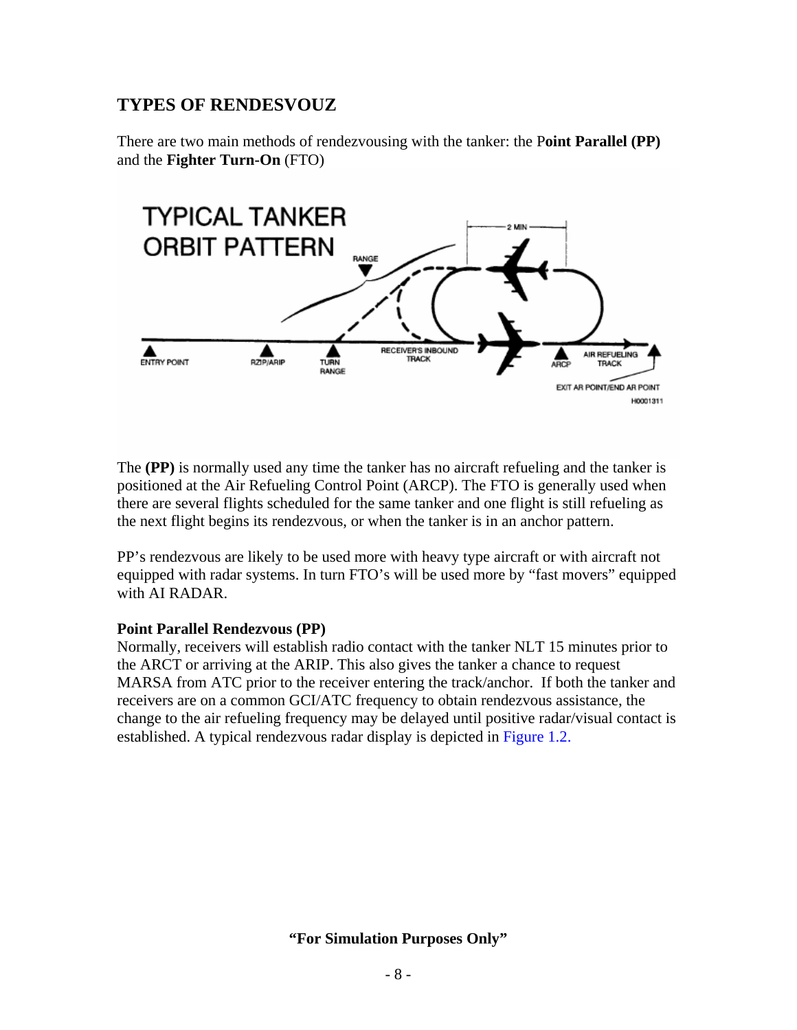## TYPES OF RENDESVOUZ

There are two main methods of rendezvousing with the tanker: the P**oint Parallel (PP)** and the **Fighter Turn-On** (FTO)

The **(PP)** is normally used any time the tanker has no aircraft refueling and the tanker is positioned at the Air Refueling Control Point (ARCP). The FTO is generally used when there are several flights scheduled for the same tanker and one flight is still refueling as the next flight begins its rendezvous, or when the tanker is in an anchor pattern.

PP's rendezvous are likely to be used more with heavy type aircraft or with aircraft not equipped with radar systems. In turn FTO's will be used more by "fast movers" equipped with AI RADAR.

**Point Parallel Rendezvous (PP)**
Normally, receivers will establish radio contact with the tanker NLT 15 minutes prior to the ARCT or arriving at the ARIP. This also gives the tanker a chance to request MARSA from ATC prior to the receiver entering the track/anchor. If both the tanker and receivers are on a common GCI/ATC frequency to obtain rendezvous assistance, the change to the air refueling frequency may be delayed until positive radar/visual contact is established. A typical rendezvous radar display is depicted in Figure 1.2.

**"For Simulation Purposes Only"**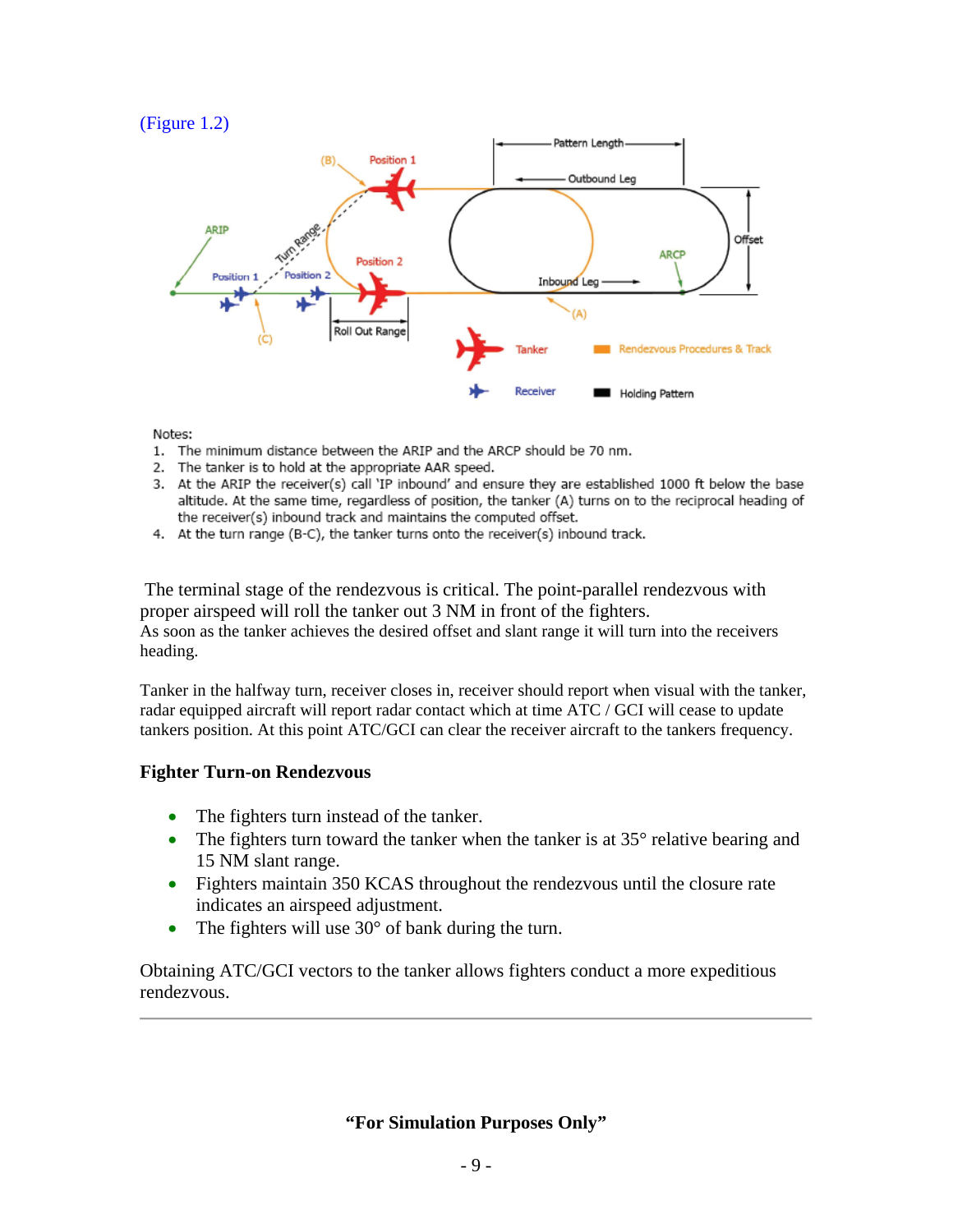(Figure 1.2)

Notes:

1. The minimum distance between the ARIP and the ARCP should be 70 nm.
2. The tanker is to hold at the appropriate AAR speed.
3. At the ARIP the receiver(s) call 'IP inbound' and ensure they are established 1000 ft below the base altitude. At the same time, regardless of position, the tanker (A) turns on to the reciprocal heading of the receiver(s) inbound track and maintains the computed offset.
4. At the turn range (B-C), the tanker turns onto the receiver(s) inbound track.

The terminal stage of the rendezvous is critical. The point-parallel rendezvous with proper airspeed will roll the tanker out 3 NM in front of the fighters.
As soon as the tanker achieves the desired offset and slant range it will turn into the receivers heading.

Tanker in the halfway turn, receiver closes in, receiver should report when visual with the tanker, radar equipped aircraft will report radar contact which at time ATC / GCI will cease to update tankers position. At this point ATC/GCI can clear the receiver aircraft to the tankers frequency.

### Fighter Turn-on Rendezvous

- The fighters turn instead of the tanker.
- The fighters turn toward the tanker when the tanker is at 35° relative bearing and 15 NM slant range.
- Fighters maintain 350 KCAS throughout the rendezvous until the closure rate indicates an airspeed adjustment.
- The fighters will use 30° of bank during the turn.

Obtaining ATC/GCI vectors to the tanker allows fighters conduct a more expeditious rendezvous.

**"For Simulation Purposes Only"**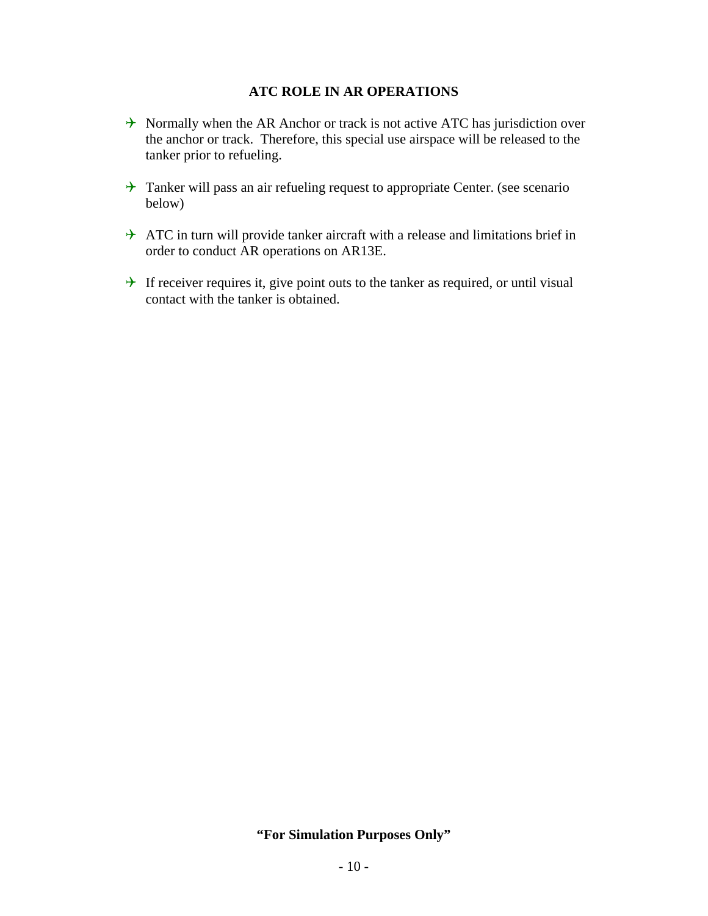## ATC ROLE IN AR OPERATIONS

- Normally when the AR Anchor or track is not active ATC has jurisdiction over the anchor or track. Therefore, this special use airspace will be released to the tanker prior to refueling.
- Tanker will pass an air refueling request to appropriate Center. (see scenario below)
- ATC in turn will provide tanker aircraft with a release and limitations brief in order to conduct AR operations on AR13E.
- If receiver requires it, give point outs to the tanker as required, or until visual contact with the tanker is obtained.

**"For Simulation Purposes Only"**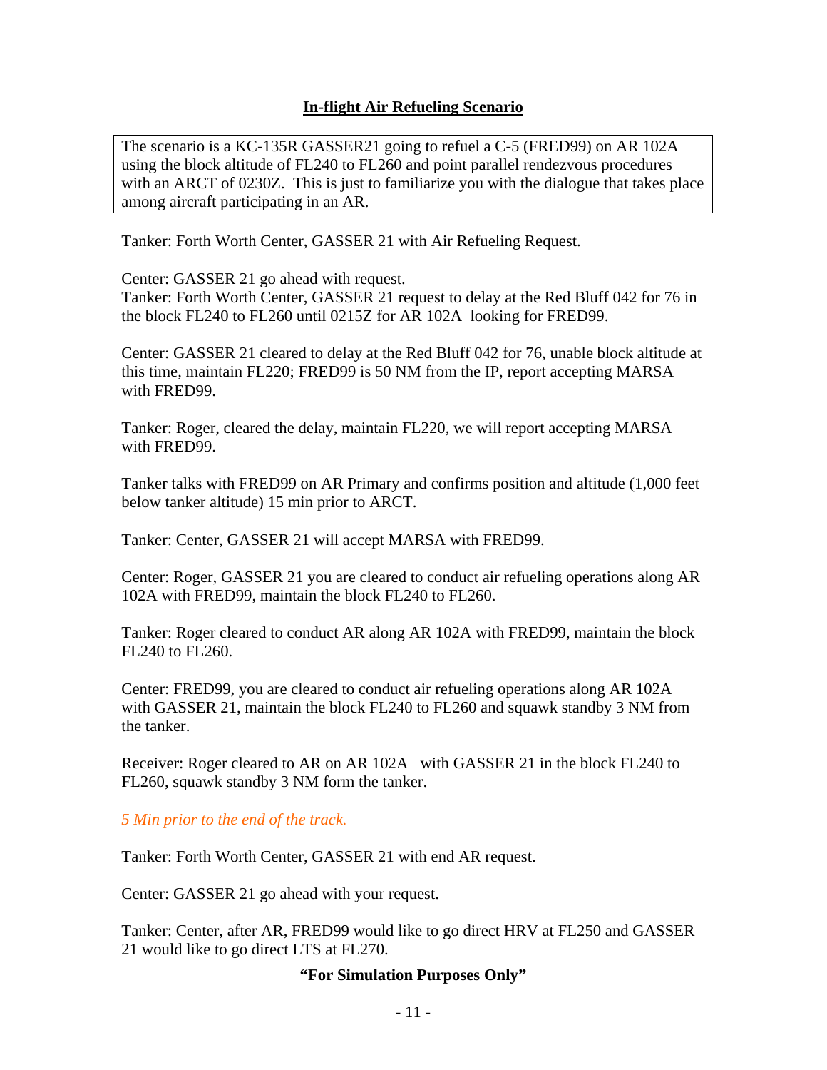## In-flight Air Refueling Scenario

The scenario is a KC-135R GASSER21 going to refuel a C-5 (FRED99) on AR 102A using the block altitude of FL240 to FL260 and point parallel rendezvous procedures with an ARCT of 0230Z. This is just to familiarize you with the dialogue that takes place among aircraft participating in an AR.

Tanker: Forth Worth Center, GASSER 21 with Air Refueling Request.

Center: GASSER 21 go ahead with request.
Tanker: Forth Worth Center, GASSER 21 request to delay at the Red Bluff 042 for 76 in the block FL240 to FL260 until 0215Z for AR 102A looking for FRED99.

Center: GASSER 21 cleared to delay at the Red Bluff 042 for 76, unable block altitude at this time, maintain FL220; FRED99 is 50 NM from the IP, report accepting MARSA with FRED99.

Tanker: Roger, cleared the delay, maintain FL220, we will report accepting MARSA with FRED99.

Tanker talks with FRED99 on AR Primary and confirms position and altitude (1,000 feet below tanker altitude) 15 min prior to ARCT.

Tanker: Center, GASSER 21 will accept MARSA with FRED99.

Center: Roger, GASSER 21 you are cleared to conduct air refueling operations along AR 102A with FRED99, maintain the block FL240 to FL260.

Tanker: Roger cleared to conduct AR along AR 102A with FRED99, maintain the block FL240 to FL260.

Center: FRED99, you are cleared to conduct air refueling operations along AR 102A with GASSER 21, maintain the block FL240 to FL260 and squawk standby 3 NM from the tanker.

Receiver: Roger cleared to AR on AR 102A with GASSER 21 in the block FL240 to FL260, squawk standby 3 NM form the tanker.

*5 Min prior to the end of the track.*

Tanker: Forth Worth Center, GASSER 21 with end AR request.

Center: GASSER 21 go ahead with your request.

Tanker: Center, after AR, FRED99 would like to go direct HRV at FL250 and GASSER 21 would like to go direct LTS at FL270.

**"For Simulation Purposes Only"**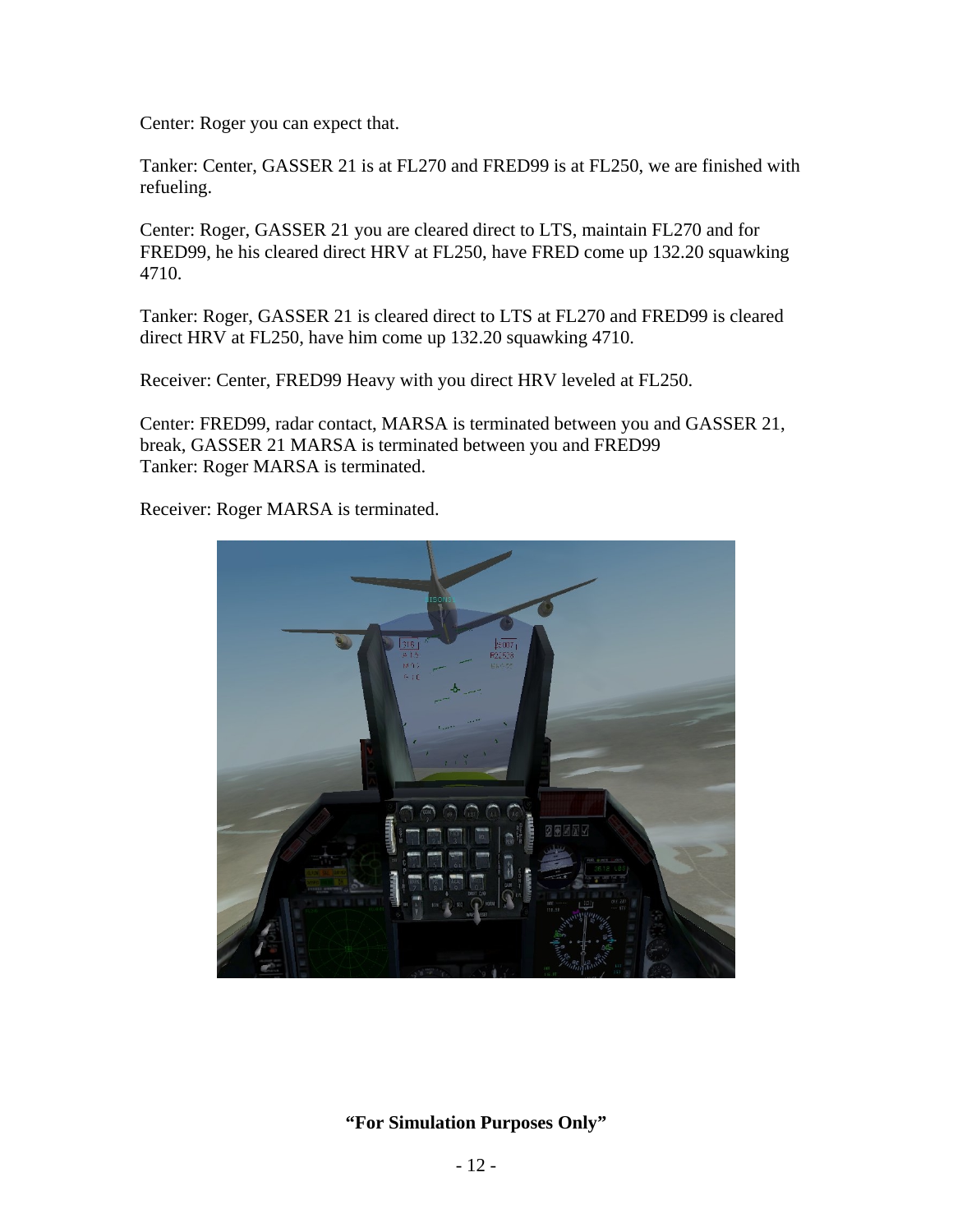Center: Roger you can expect that.

Tanker: Center, GASSER 21 is at FL270 and FRED99 is at FL250, we are finished with refueling.

Center: Roger, GASSER 21 you are cleared direct to LTS, maintain FL270 and for FRED99, he his cleared direct HRV at FL250, have FRED come up 132.20 squawking 4710.

Tanker: Roger, GASSER 21 is cleared direct to LTS at FL270 and FRED99 is cleared direct HRV at FL250, have him come up 132.20 squawking 4710.

Receiver: Center, FRED99 Heavy with you direct HRV leveled at FL250.

Center: FRED99, radar contact, MARSA is terminated between you and GASSER 21, break, GASSER 21 MARSA is terminated between you and FRED99
Tanker: Roger MARSA is terminated.

Receiver: Roger MARSA is terminated.

**"For Simulation Purposes Only"**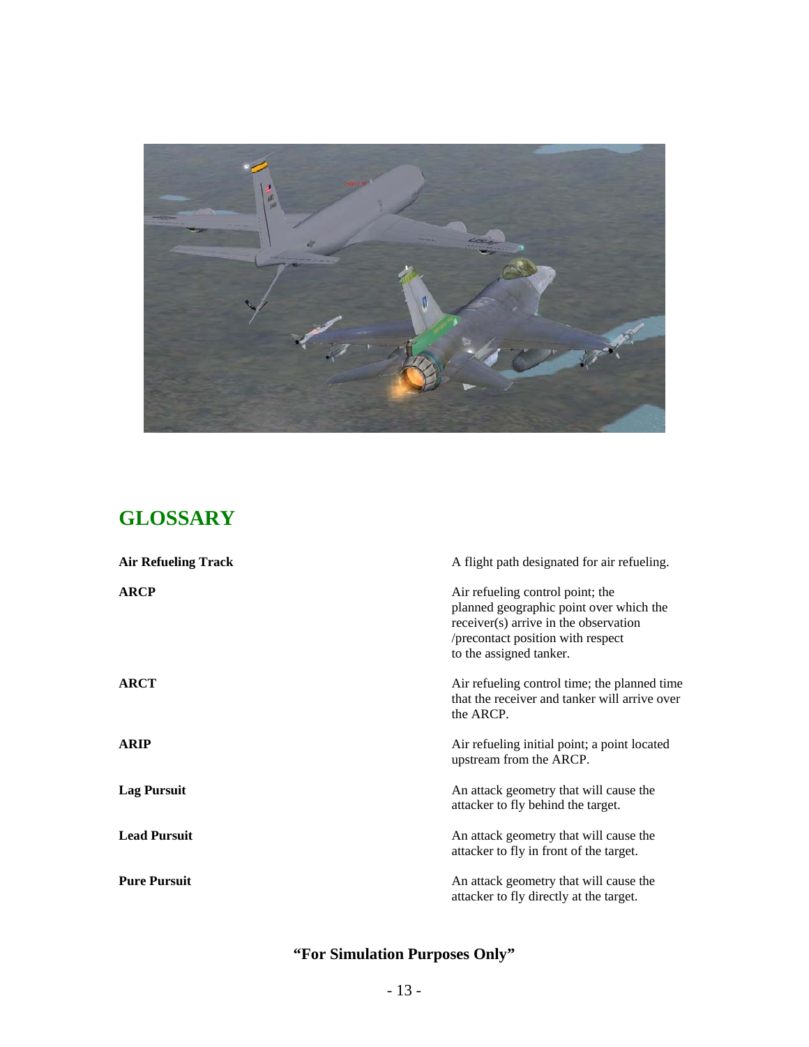## GLOSSARY

| | |
|---|---|
| **Air Refueling Track** | A flight path designated for air refueling. |
| **ARCP** | Air refueling control point; the planned geographic point over which the receiver(s) arrive in the observation /precontact position with respect to the assigned tanker. |
| **ARCT** | Air refueling control time; the planned time that the receiver and tanker will arrive over the ARCP. |
| **ARIP** | Air refueling initial point; a point located upstream from the ARCP. |
| **Lag Pursuit** | An attack geometry that will cause the attacker to fly behind the target. |
| **Lead Pursuit** | An attack geometry that will cause the attacker to fly in front of the target. |
| **Pure Pursuit** | An attack geometry that will cause the attacker to fly directly at the target. |

**"For Simulation Purposes Only"**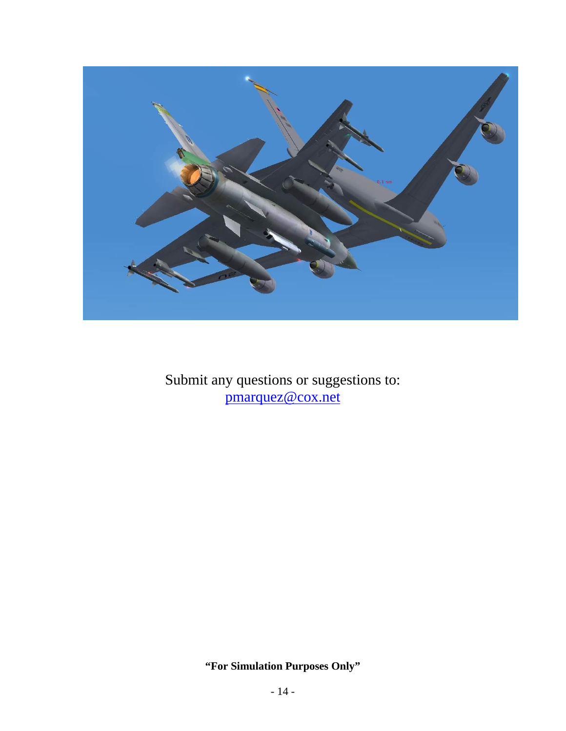Submit any questions or suggestions to:
pmarquez@cox.net

**“For Simulation Purposes Only”**